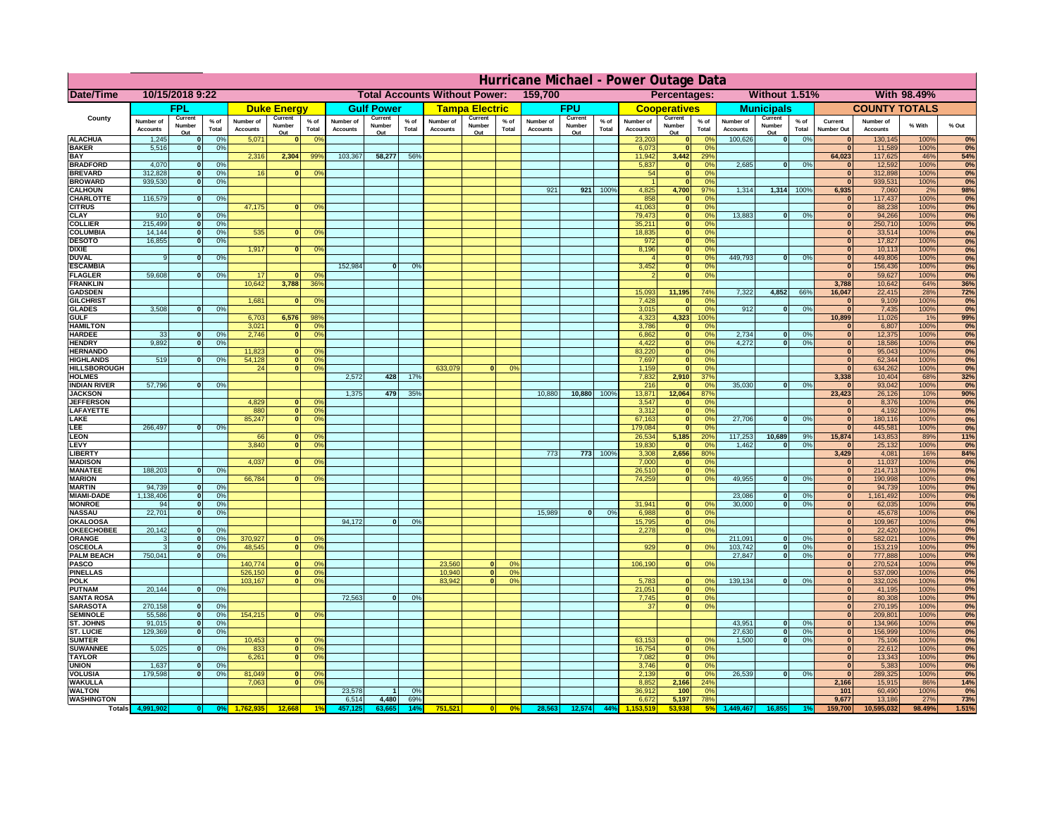# Hurricane Michael - Power Outage Data

| Date/Time | 10/15/2018 9:22 | | | | | | Total Accounts Without Power: | | | | 159,700 | | | | | Percentages: | | | Without 1.51% | | | | With 98.49% | | |
|---|---|---|---|---|---|---|---|---|---|---|---|---|---|---|---|---|---|---|---|---|---|---|---|---|---|

| County | FPL | | | Duke Energy | | | Gulf Power | | | Tampa Electric | | | FPU | | | Cooperatives | | | Municipals | | | COUNTY TOTALS | | | |
|---|---|---|---|---|---|---|---|---|---|---|---|---|---|---|---|---|---|---|---|---|---|---|---|---|---|
| | Number of Accounts | Current Number Out | % of Total | Number of Accounts | Current Number Out | % of Total | Number of Accounts | Current Number Out | % of Total | Number of Accounts | Current Number Out | % of Total | Number of Accounts | Current Number Out | % of Total | Number of Accounts | Current Number Out | % of Total | Number of Accounts | Current Number Out | % of Total | Current Number Out | Number of Accounts | % With | % Out |
| ALACHUA | 1,245 | 0 | 0% | 5,071 | 0 | 0% | | | | | | | | | | 23,203 | 0 | 0% | 100,626 | 0 | 0% | 0 | 130,145 | 100% | 0% |
| BAKER | 5,516 | 0 | 0% | | | | | | | | | | | | | 6,073 | 0 | 0% | | | | 0 | 11,589 | 100% | 0% |
| BAY | | | | 2,316 | 2,304 | 99% | 103,367 | 58,277 | 56% | | | | | | | 11,942 | 3,442 | 29% | | | | 64,023 | 117,625 | 46% | 54% |
| BRADFORD | 4,070 | 0 | 0% | | | | | | | | | | | | | 5,837 | 0 | 0% | 2,685 | 0 | 0% | 0 | 12,592 | 100% | 0% |
| BREVARD | 312,828 | 0 | 0% | 16 | 0 | 0% | | | | | | | | | | 54 | 0 | 0% | | | | 0 | 312,898 | 100% | 0% |
| BROWARD | 939,530 | 0 | 0% | | | | | | | | | | | | | 1 | 0 | 0% | | | | 0 | 939,531 | 100% | 0% |
| CALHOUN | | | | | | | | | | | | | 921 | 921 | 100% | 4,825 | 4,700 | 97% | 1,314 | 1,314 | 100% | 6,935 | 7,060 | 2% | 98% |
| CHARLOTTE | 116,579 | 0 | 0% | | | | | | | | | | | | | 858 | 0 | 0% | | | | 0 | 117,437 | 100% | 0% |
| CITRUS | | | | 47,175 | 0 | 0% | | | | | | | | | | 41,063 | 0 | 0% | | | | 0 | 88,238 | 100% | 0% |
| CLAY | 910 | 0 | 0% | | | | | | | | | | | | | 79,473 | 0 | 0% | 13,883 | 0 | 0% | 0 | 94,266 | 100% | 0% |
| COLLIER | 215,499 | 0 | 0% | | | | | | | | | | | | | 35,211 | 0 | 0% | | | | 0 | 250,710 | 100% | 0% |
| COLUMBIA | 14,144 | 0 | 0% | 535 | 0 | 0% | | | | | | | | | | 18,835 | 0 | 0% | | | | 0 | 33,514 | 100% | 0% |
| DESOTO | 16,855 | 0 | 0% | | | | | | | | | | | | | 972 | 0 | 0% | | | | 0 | 17,827 | 100% | 0% |
| DIXIE | | | | 1,917 | 0 | 0% | | | | | | | | | | 8,196 | 0 | 0% | | | | 0 | 10,113 | 100% | 0% |
| DUVAL | 9 | 0 | 0% | | | | | | | | | | | | | 4 | 0 | 0% | 449,793 | 0 | 0% | 0 | 449,806 | 100% | 0% |
| ESCAMBIA | | | | | | | 152,984 | 0 | 0% | | | | | | | 3,452 | 0 | 0% | | | | 0 | 156,436 | 100% | 0% |
| FLAGLER | 59,608 | 0 | 0% | 17 | 0 | 0% | | | | | | | | | | 2 | 0 | 0% | | | | 0 | 59,627 | 100% | 0% |
| FRANKLIN | | | | 10,642 | 3,788 | 36% | | | | | | | | | | | | | | | | 3,788 | 10,642 | 64% | 36% |
| GADSDEN | | | | | | | | | | | | | | | | 15,093 | 11,195 | 74% | 7,322 | 4,852 | 66% | 16,047 | 22,415 | 28% | 72% |
| GILCHRIST | | | | 1,681 | 0 | 0% | | | | | | | | | | 7,428 | 0 | 0% | | | | 0 | 9,109 | 100% | 0% |
| GLADES | 3,508 | 0 | 0% | | | | | | | | | | | | | 3,015 | 0 | 0% | 912 | 0 | 0% | 0 | 7,435 | 100% | 0% |
| GULF | | | | 6,703 | 6,576 | 98% | | | | | | | | | | 4,323 | 4,323 | 100% | | | | 10,899 | 11,026 | 1% | 99% |
| HAMILTON | | | | 3,021 | 0 | 0% | | | | | | | | | | 3,786 | 0 | 0% | | | | 0 | 6,807 | 100% | 0% |
| HARDEE | 33 | 0 | 0% | 2,746 | 0 | 0% | | | | | | | | | | 6,862 | 0 | 0% | 2,734 | 0 | 0% | 0 | 12,375 | 100% | 0% |
| HENDRY | 9,892 | 0 | 0% | | | | | | | | | | | | | 4,422 | 0 | 0% | 4,272 | 0 | 0% | 0 | 18,586 | 100% | 0% |
| HERNANDO | | | | 11,823 | 0 | 0% | | | | | | | | | | 83,220 | 0 | 0% | | | | 0 | 95,043 | 100% | 0% |
| HIGHLANDS | 519 | 0 | 0% | 54,128 | 0 | 0% | | | | | | | | | | 7,697 | 0 | 0% | | | | 0 | 62,344 | 100% | 0% |
| HILLSBOROUGH | | | | 24 | 0 | 0% | | | | 633,079 | 0 | 0% | | | | 1,159 | 0 | 0% | | | | 0 | 634,262 | 100% | 0% |
| HOLMES | | | | | | | 2,572 | 428 | 17% | | | | | | | 7,832 | 2,910 | 37% | | | | 3,338 | 10,404 | 68% | 32% |
| INDIAN RIVER | 57,796 | 0 | 0% | | | | | | | | | | | | | 216 | 0 | 0% | 35,030 | 0 | 0% | 0 | 93,042 | 100% | 0% |
| JACKSON | | | | | | | 1,375 | 479 | 35% | | | | 10,880 | 10,880 | 100% | 13,871 | 12,064 | 87% | | | | 23,423 | 26,126 | 10% | 90% |
| JEFFERSON | | | | 4,829 | 0 | 0% | | | | | | | | | | 3,547 | 0 | 0% | | | | 0 | 8,376 | 100% | 0% |
| LAFAYETTE | | | | 880 | 0 | 0% | | | | | | | | | | 3,312 | 0 | 0% | | | | 0 | 4,192 | 100% | 0% |
| LAKE | | | | 85,247 | 0 | 0% | | | | | | | | | | 67,163 | 0 | 0% | 27,706 | 0 | 0% | 0 | 180,116 | 100% | 0% |
| LEE | 266,497 | 0 | 0% | | | | | | | | | | | | | 179,084 | 0 | 0% | | | | 0 | 445,581 | 100% | 0% |
| LEON | | | | 66 | 0 | 0% | | | | | | | | | | 26,534 | 5,185 | 20% | 117,253 | 10,689 | 9% | 15,874 | 143,853 | 89% | 11% |
| LEVY | | | | 3,840 | 0 | 0% | | | | | | | | | | 19,830 | 0 | 0% | 1,462 | 0 | 0% | 0 | 25,132 | 100% | 0% |
| LIBERTY | | | | | | | | | | | | | 773 | 773 | 100% | 3,308 | 2,656 | 80% | | | | 3,429 | 4,081 | 16% | 84% |
| MADISON | | | | 4,037 | 0 | 0% | | | | | | | | | | 7,000 | 0 | 0% | | | | 0 | 11,037 | 100% | 0% |
| MANATEE | 188,203 | 0 | 0% | | | | | | | | | | | | | 26,510 | 0 | 0% | | | | 0 | 214,713 | 100% | 0% |
| MARION | | | | 66,784 | 0 | 0% | | | | | | | | | | 74,259 | 0 | 0% | 49,955 | 0 | 0% | 0 | 190,998 | 100% | 0% |
| MARTIN | 94,739 | 0 | 0% | | | | | | | | | | | | | | | | | | | 0 | 94,739 | 100% | 0% |
| MIAMI-DADE | 1,138,406 | 0 | 0% | | | | | | | | | | | | | | | | 23,086 | 0 | 0% | 0 | 1,161,492 | 100% | 0% |
| MONROE | 94 | 0 | 0% | | | | | | | | | | | | | 31,941 | 0 | 0% | 30,000 | 0 | 0% | 0 | 62,035 | 100% | 0% |
| NASSAU | 22,701 | 0 | 0% | | | | | | | | | | 15,989 | 0 | 0% | 6,988 | 0 | 0% | | | | 0 | 45,678 | 100% | 0% |
| OKALOOSA | | | | | | | 94,172 | 0 | 0% | | | | | | | 15,795 | 0 | 0% | | | | 0 | 109,967 | 100% | 0% |
| OKEECHOBEE | 20,142 | 0 | 0% | | | | | | | | | | | | | 2,278 | 0 | 0% | | | | 0 | 22,420 | 100% | 0% |
| ORANGE | 3 | 0 | 0% | 370,927 | 0 | 0% | | | | | | | | | | | | | 211,091 | 0 | 0% | 0 | 582,021 | 100% | 0% |
| OSCEOLA | 3 | 0 | 0% | 48,545 | 0 | 0% | | | | | | | | | | 929 | 0 | 0% | 103,742 | 0 | 0% | 0 | 153,219 | 100% | 0% |
| PALM BEACH | 750,041 | 0 | 0% | | | | | | | | | | | | | | | | 27,847 | 0 | 0% | 0 | 777,888 | 100% | 0% |
| PASCO | | | | 140,774 | 0 | 0% | | | | 23,560 | 0 | 0% | | | | 106,190 | 0 | 0% | | | | 0 | 270,524 | 100% | 0% |
| PINELLAS | | | | 526,150 | 0 | 0% | | | | 10,940 | 0 | 0% | | | | | | | | | | 0 | 537,090 | 100% | 0% |
| POLK | | | | 103,167 | 0 | 0% | | | | 83,942 | 0 | 0% | | | | 5,783 | 0 | 0% | 139,134 | 0 | 0% | 0 | 332,026 | 100% | 0% |
| PUTNAM | 20,144 | 0 | 0% | | | | | | | | | | | | | 21,051 | 0 | 0% | | | | 0 | 41,195 | 100% | 0% |
| SANTA ROSA | | | | | | | 72,563 | 0 | 0% | | | | | | | 7,745 | 0 | 0% | | | | 0 | 80,308 | 100% | 0% |
| SARASOTA | 270,158 | 0 | 0% | | | | | | | | | | | | | 37 | 0 | 0% | | | | 0 | 270,195 | 100% | 0% |
| SEMINOLE | 55,586 | 0 | 0% | 154,215 | 0 | 0% | | | | | | | | | | | | | | | | 0 | 209,801 | 100% | 0% |
| ST. JOHNS | 91,015 | 0 | 0% | | | | | | | | | | | | | | | | 43,951 | 0 | 0% | 0 | 134,966 | 100% | 0% |
| ST. LUCIE | 129,369 | 0 | 0% | | | | | | | | | | | | | | | | 27,630 | 0 | 0% | 0 | 156,999 | 100% | 0% |
| SUMTER | | | | 10,453 | 0 | 0% | | | | | | | | | | 63,153 | 0 | 0% | 1,500 | 0 | 0% | 0 | 75,106 | 100% | 0% |
| SUWANNEE | 5,025 | 0 | 0% | 833 | 0 | 0% | | | | | | | | | | 16,754 | 0 | 0% | | | | 0 | 22,612 | 100% | 0% |
| TAYLOR | | | | 6,261 | 0 | 0% | | | | | | | | | | 7,082 | 0 | 0% | | | | 0 | 13,343 | 100% | 0% |
| UNION | 1,637 | 0 | 0% | | | | | | | | | | | | | 3,746 | 0 | 0% | | | | 0 | 5,383 | 100% | 0% |
| VOLUSIA | 179,598 | 0 | 0% | 81,049 | 0 | 0% | | | | | | | | | | 2,139 | 0 | 0% | 26,539 | 0 | 0% | 0 | 289,325 | 100% | 0% |
| WAKULLA | | | | 7,063 | 0 | 0% | | | | | | | | | | 8,852 | 2,166 | 24% | | | | 2,166 | 15,915 | 86% | 14% |
| WALTON | | | | | | | 23,578 | 1 | 0% | | | | | | | 36,912 | 100 | 0% | | | | 101 | 60,490 | 100% | 0% |
| WASHINGTON | | | | | | | 6,514 | 4,480 | 69% | | | | | | | 6,672 | 5,197 | 78% | | | | 9,677 | 13,186 | 27% | 73% |
| Totals | 4,991,902 | 0 | 0% | 1,762,935 | 12,668 | 1% | 457,125 | 63,665 | 14% | 751,521 | 0 | 0% | 28,563 | 12,574 | 44% | 1,153,519 | 53,938 | 5% | 1,449,467 | 16,855 | 1% | 159,700 | 10,595,032 | 98.49% | 1.51% |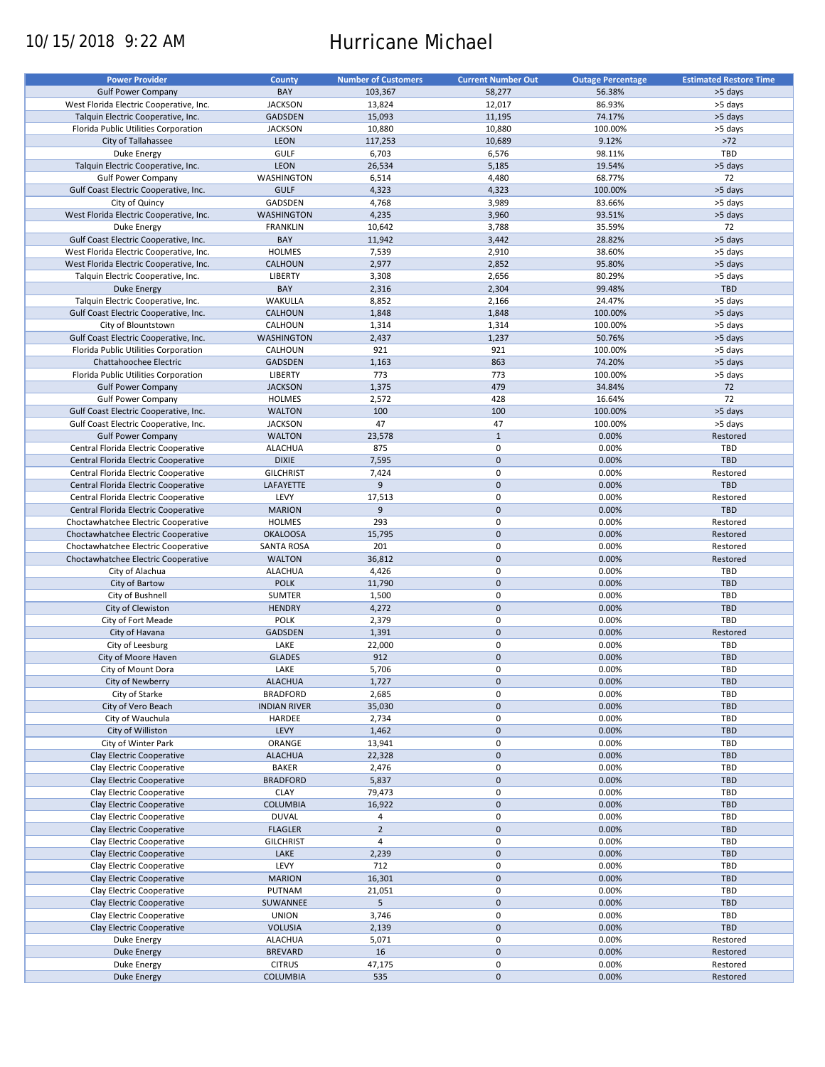10/15/2018 9:22 AM

# Hurricane Michael

| Power Provider | County | Number of Customers | Current Number Out | Outage Percentage | Estimated Restore Time |
|---|---|---|---|---|---|
| Gulf Power Company | BAY | 103,367 | 58,277 | 56.38% | >5 days |
| West Florida Electric Cooperative, Inc. | JACKSON | 13,824 | 12,017 | 86.93% | >5 days |
| Talquin Electric Cooperative, Inc. | GADSDEN | 15,093 | 11,195 | 74.17% | >5 days |
| Florida Public Utilities Corporation | JACKSON | 10,880 | 10,880 | 100.00% | >5 days |
| City of Tallahassee | LEON | 117,253 | 10,689 | 9.12% | >72 |
| Duke Energy | GULF | 6,703 | 6,576 | 98.11% | TBD |
| Talquin Electric Cooperative, Inc. | LEON | 26,534 | 5,185 | 19.54% | >5 days |
| Gulf Power Company | WASHINGTON | 6,514 | 4,480 | 68.77% | 72 |
| Gulf Coast Electric Cooperative, Inc. | GULF | 4,323 | 4,323 | 100.00% | >5 days |
| City of Quincy | GADSDEN | 4,768 | 3,989 | 83.66% | >5 days |
| West Florida Electric Cooperative, Inc. | WASHINGTON | 4,235 | 3,960 | 93.51% | >5 days |
| Duke Energy | FRANKLIN | 10,642 | 3,788 | 35.59% | 72 |
| Gulf Coast Electric Cooperative, Inc. | BAY | 11,942 | 3,442 | 28.82% | >5 days |
| West Florida Electric Cooperative, Inc. | HOLMES | 7,539 | 2,910 | 38.60% | >5 days |
| West Florida Electric Cooperative, Inc. | CALHOUN | 2,977 | 2,852 | 95.80% | >5 days |
| Talquin Electric Cooperative, Inc. | LIBERTY | 3,308 | 2,656 | 80.29% | >5 days |
| Duke Energy | BAY | 2,316 | 2,304 | 99.48% | TBD |
| Talquin Electric Cooperative, Inc. | WAKULLA | 8,852 | 2,166 | 24.47% | >5 days |
| Gulf Coast Electric Cooperative, Inc. | CALHOUN | 1,848 | 1,848 | 100.00% | >5 days |
| City of Blountstown | CALHOUN | 1,314 | 1,314 | 100.00% | >5 days |
| Gulf Coast Electric Cooperative, Inc. | WASHINGTON | 2,437 | 1,237 | 50.76% | >5 days |
| Florida Public Utilities Corporation | CALHOUN | 921 | 921 | 100.00% | >5 days |
| Chattahoochee Electric | GADSDEN | 1,163 | 863 | 74.20% | >5 days |
| Florida Public Utilities Corporation | LIBERTY | 773 | 773 | 100.00% | >5 days |
| Gulf Power Company | JACKSON | 1,375 | 479 | 34.84% | 72 |
| Gulf Power Company | HOLMES | 2,572 | 428 | 16.64% | 72 |
| Gulf Coast Electric Cooperative, Inc. | WALTON | 100 | 100 | 100.00% | >5 days |
| Gulf Coast Electric Cooperative, Inc. | JACKSON | 47 | 47 | 100.00% | >5 days |
| Gulf Power Company | WALTON | 23,578 | 1 | 0.00% | Restored |
| Central Florida Electric Cooperative | ALACHUA | 875 | 0 | 0.00% | TBD |
| Central Florida Electric Cooperative | DIXIE | 7,595 | 0 | 0.00% | TBD |
| Central Florida Electric Cooperative | GILCHRIST | 7,424 | 0 | 0.00% | Restored |
| Central Florida Electric Cooperative | LAFAYETTE | 9 | 0 | 0.00% | TBD |
| Central Florida Electric Cooperative | LEVY | 17,513 | 0 | 0.00% | Restored |
| Central Florida Electric Cooperative | MARION | 9 | 0 | 0.00% | TBD |
| Choctawhatchee Electric Cooperative | HOLMES | 293 | 0 | 0.00% | Restored |
| Choctawhatchee Electric Cooperative | OKALOOSA | 15,795 | 0 | 0.00% | Restored |
| Choctawhatchee Electric Cooperative | SANTA ROSA | 201 | 0 | 0.00% | Restored |
| Choctawhatchee Electric Cooperative | WALTON | 36,812 | 0 | 0.00% | Restored |
| City of Alachua | ALACHUA | 4,426 | 0 | 0.00% | TBD |
| City of Bartow | POLK | 11,790 | 0 | 0.00% | TBD |
| City of Bushnell | SUMTER | 1,500 | 0 | 0.00% | TBD |
| City of Clewiston | HENDRY | 4,272 | 0 | 0.00% | TBD |
| City of Fort Meade | POLK | 2,379 | 0 | 0.00% | TBD |
| City of Havana | GADSDEN | 1,391 | 0 | 0.00% | Restored |
| City of Leesburg | LAKE | 22,000 | 0 | 0.00% | TBD |
| City of Moore Haven | GLADES | 912 | 0 | 0.00% | TBD |
| City of Mount Dora | LAKE | 5,706 | 0 | 0.00% | TBD |
| City of Newberry | ALACHUA | 1,727 | 0 | 0.00% | TBD |
| City of Starke | BRADFORD | 2,685 | 0 | 0.00% | TBD |
| City of Vero Beach | INDIAN RIVER | 35,030 | 0 | 0.00% | TBD |
| City of Wauchula | HARDEE | 2,734 | 0 | 0.00% | TBD |
| City of Williston | LEVY | 1,462 | 0 | 0.00% | TBD |
| City of Winter Park | ORANGE | 13,941 | 0 | 0.00% | TBD |
| Clay Electric Cooperative | ALACHUA | 22,328 | 0 | 0.00% | TBD |
| Clay Electric Cooperative | BAKER | 2,476 | 0 | 0.00% | TBD |
| Clay Electric Cooperative | BRADFORD | 5,837 | 0 | 0.00% | TBD |
| Clay Electric Cooperative | CLAY | 79,473 | 0 | 0.00% | TBD |
| Clay Electric Cooperative | COLUMBIA | 16,922 | 0 | 0.00% | TBD |
| Clay Electric Cooperative | DUVAL | 4 | 0 | 0.00% | TBD |
| Clay Electric Cooperative | FLAGLER | 2 | 0 | 0.00% | TBD |
| Clay Electric Cooperative | GILCHRIST | 4 | 0 | 0.00% | TBD |
| Clay Electric Cooperative | LAKE | 2,239 | 0 | 0.00% | TBD |
| Clay Electric Cooperative | LEVY | 712 | 0 | 0.00% | TBD |
| Clay Electric Cooperative | MARION | 16,301 | 0 | 0.00% | TBD |
| Clay Electric Cooperative | PUTNAM | 21,051 | 0 | 0.00% | TBD |
| Clay Electric Cooperative | SUWANNEE | 5 | 0 | 0.00% | TBD |
| Clay Electric Cooperative | UNION | 3,746 | 0 | 0.00% | TBD |
| Clay Electric Cooperative | VOLUSIA | 2,139 | 0 | 0.00% | TBD |
| Duke Energy | ALACHUA | 5,071 | 0 | 0.00% | Restored |
| Duke Energy | BREVARD | 16 | 0 | 0.00% | Restored |
| Duke Energy | CITRUS | 47,175 | 0 | 0.00% | Restored |
| Duke Energy | COLUMBIA | 535 | 0 | 0.00% | Restored |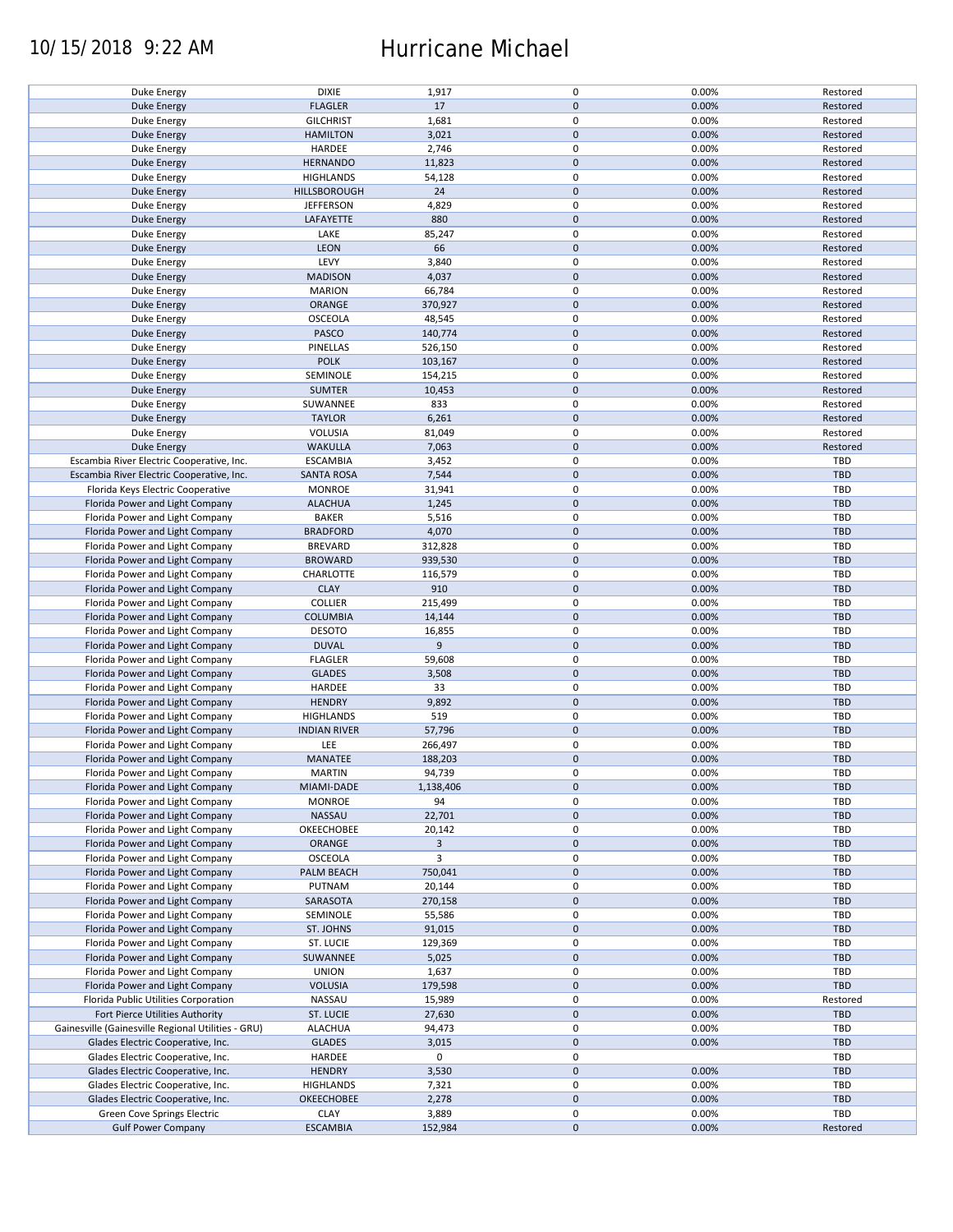# 10/15/2018 9:22 AM Hurricane Michael

| | | | | | |
|---|---|---|---|---|---|
| Duke Energy | DIXIE | 1,917 | 0 | 0.00% | Restored |
| Duke Energy | FLAGLER | 17 | 0 | 0.00% | Restored |
| Duke Energy | GILCHRIST | 1,681 | 0 | 0.00% | Restored |
| Duke Energy | HAMILTON | 3,021 | 0 | 0.00% | Restored |
| Duke Energy | HARDEE | 2,746 | 0 | 0.00% | Restored |
| Duke Energy | HERNANDO | 11,823 | 0 | 0.00% | Restored |
| Duke Energy | HIGHLANDS | 54,128 | 0 | 0.00% | Restored |
| Duke Energy | HILLSBOROUGH | 24 | 0 | 0.00% | Restored |
| Duke Energy | JEFFERSON | 4,829 | 0 | 0.00% | Restored |
| Duke Energy | LAFAYETTE | 880 | 0 | 0.00% | Restored |
| Duke Energy | LAKE | 85,247 | 0 | 0.00% | Restored |
| Duke Energy | LEON | 66 | 0 | 0.00% | Restored |
| Duke Energy | LEVY | 3,840 | 0 | 0.00% | Restored |
| Duke Energy | MADISON | 4,037 | 0 | 0.00% | Restored |
| Duke Energy | MARION | 66,784 | 0 | 0.00% | Restored |
| Duke Energy | ORANGE | 370,927 | 0 | 0.00% | Restored |
| Duke Energy | OSCEOLA | 48,545 | 0 | 0.00% | Restored |
| Duke Energy | PASCO | 140,774 | 0 | 0.00% | Restored |
| Duke Energy | PINELLAS | 526,150 | 0 | 0.00% | Restored |
| Duke Energy | POLK | 103,167 | 0 | 0.00% | Restored |
| Duke Energy | SEMINOLE | 154,215 | 0 | 0.00% | Restored |
| Duke Energy | SUMTER | 10,453 | 0 | 0.00% | Restored |
| Duke Energy | SUWANNEE | 833 | 0 | 0.00% | Restored |
| Duke Energy | TAYLOR | 6,261 | 0 | 0.00% | Restored |
| Duke Energy | VOLUSIA | 81,049 | 0 | 0.00% | Restored |
| Duke Energy | WAKULLA | 7,063 | 0 | 0.00% | Restored |
| Escambia River Electric Cooperative, Inc. | ESCAMBIA | 3,452 | 0 | 0.00% | TBD |
| Escambia River Electric Cooperative, Inc. | SANTA ROSA | 7,544 | 0 | 0.00% | TBD |
| Florida Keys Electric Cooperative | MONROE | 31,941 | 0 | 0.00% | TBD |
| Florida Power and Light Company | ALACHUA | 1,245 | 0 | 0.00% | TBD |
| Florida Power and Light Company | BAKER | 5,516 | 0 | 0.00% | TBD |
| Florida Power and Light Company | BRADFORD | 4,070 | 0 | 0.00% | TBD |
| Florida Power and Light Company | BREVARD | 312,828 | 0 | 0.00% | TBD |
| Florida Power and Light Company | BROWARD | 939,530 | 0 | 0.00% | TBD |
| Florida Power and Light Company | CHARLOTTE | 116,579 | 0 | 0.00% | TBD |
| Florida Power and Light Company | CLAY | 910 | 0 | 0.00% | TBD |
| Florida Power and Light Company | COLLIER | 215,499 | 0 | 0.00% | TBD |
| Florida Power and Light Company | COLUMBIA | 14,144 | 0 | 0.00% | TBD |
| Florida Power and Light Company | DESOTO | 16,855 | 0 | 0.00% | TBD |
| Florida Power and Light Company | DUVAL | 9 | 0 | 0.00% | TBD |
| Florida Power and Light Company | FLAGLER | 59,608 | 0 | 0.00% | TBD |
| Florida Power and Light Company | GLADES | 3,508 | 0 | 0.00% | TBD |
| Florida Power and Light Company | HARDEE | 33 | 0 | 0.00% | TBD |
| Florida Power and Light Company | HENDRY | 9,892 | 0 | 0.00% | TBD |
| Florida Power and Light Company | HIGHLANDS | 519 | 0 | 0.00% | TBD |
| Florida Power and Light Company | INDIAN RIVER | 57,796 | 0 | 0.00% | TBD |
| Florida Power and Light Company | LEE | 266,497 | 0 | 0.00% | TBD |
| Florida Power and Light Company | MANATEE | 188,203 | 0 | 0.00% | TBD |
| Florida Power and Light Company | MARTIN | 94,739 | 0 | 0.00% | TBD |
| Florida Power and Light Company | MIAMI-DADE | 1,138,406 | 0 | 0.00% | TBD |
| Florida Power and Light Company | MONROE | 94 | 0 | 0.00% | TBD |
| Florida Power and Light Company | NASSAU | 22,701 | 0 | 0.00% | TBD |
| Florida Power and Light Company | OKEECHOBEE | 20,142 | 0 | 0.00% | TBD |
| Florida Power and Light Company | ORANGE | 3 | 0 | 0.00% | TBD |
| Florida Power and Light Company | OSCEOLA | 3 | 0 | 0.00% | TBD |
| Florida Power and Light Company | PALM BEACH | 750,041 | 0 | 0.00% | TBD |
| Florida Power and Light Company | PUTNAM | 20,144 | 0 | 0.00% | TBD |
| Florida Power and Light Company | SARASOTA | 270,158 | 0 | 0.00% | TBD |
| Florida Power and Light Company | SEMINOLE | 55,586 | 0 | 0.00% | TBD |
| Florida Power and Light Company | ST. JOHNS | 91,015 | 0 | 0.00% | TBD |
| Florida Power and Light Company | ST. LUCIE | 129,369 | 0 | 0.00% | TBD |
| Florida Power and Light Company | SUWANNEE | 5,025 | 0 | 0.00% | TBD |
| Florida Power and Light Company | UNION | 1,637 | 0 | 0.00% | TBD |
| Florida Power and Light Company | VOLUSIA | 179,598 | 0 | 0.00% | TBD |
| Florida Public Utilities Corporation | NASSAU | 15,989 | 0 | 0.00% | Restored |
| Fort Pierce Utilities Authority | ST. LUCIE | 27,630 | 0 | 0.00% | TBD |
| Gainesville (Gainesville Regional Utilities - GRU) | ALACHUA | 94,473 | 0 | 0.00% | TBD |
| Glades Electric Cooperative, Inc. | GLADES | 3,015 | 0 | 0.00% | TBD |
| Glades Electric Cooperative, Inc. | HARDEE | 0 | 0 | | TBD |
| Glades Electric Cooperative, Inc. | HENDRY | 3,530 | 0 | 0.00% | TBD |
| Glades Electric Cooperative, Inc. | HIGHLANDS | 7,321 | 0 | 0.00% | TBD |
| Glades Electric Cooperative, Inc. | OKEECHOBEE | 2,278 | 0 | 0.00% | TBD |
| Green Cove Springs Electric | CLAY | 3,889 | 0 | 0.00% | TBD |
| Gulf Power Company | ESCAMBIA | 152,984 | 0 | 0.00% | Restored |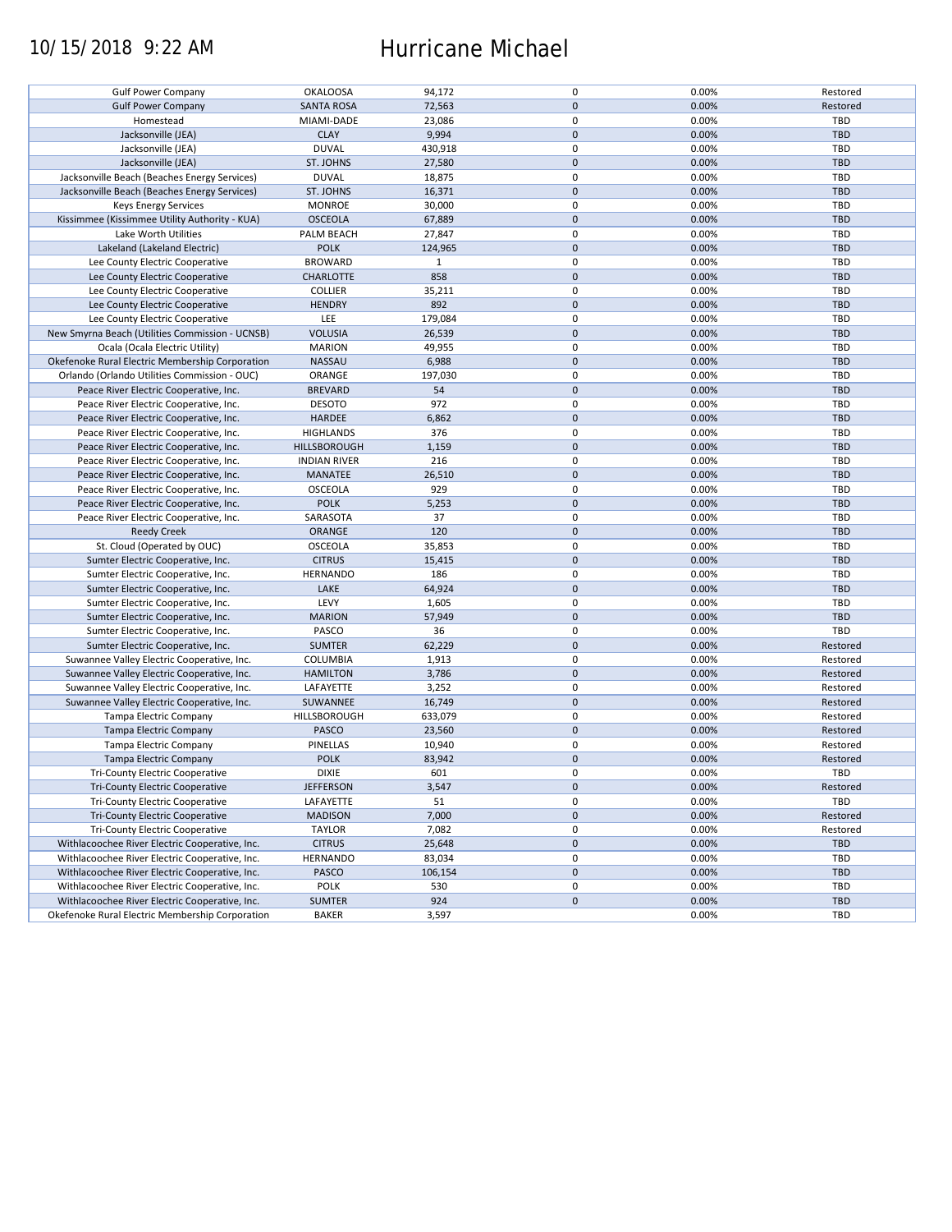10/15/2018 9:22 AM

# Hurricane Michael

| | | | | | |
|---|---|---|---|---|---|
| Gulf Power Company | OKALOOSA | 94,172 | 0 | 0.00% | Restored |
| Gulf Power Company | SANTA ROSA | 72,563 | 0 | 0.00% | Restored |
| Homestead | MIAMI-DADE | 23,086 | 0 | 0.00% | TBD |
| Jacksonville (JEA) | CLAY | 9,994 | 0 | 0.00% | TBD |
| Jacksonville (JEA) | DUVAL | 430,918 | 0 | 0.00% | TBD |
| Jacksonville (JEA) | ST. JOHNS | 27,580 | 0 | 0.00% | TBD |
| Jacksonville Beach (Beaches Energy Services) | DUVAL | 18,875 | 0 | 0.00% | TBD |
| Jacksonville Beach (Beaches Energy Services) | ST. JOHNS | 16,371 | 0 | 0.00% | TBD |
| Keys Energy Services | MONROE | 30,000 | 0 | 0.00% | TBD |
| Kissimmee (Kissimmee Utility Authority - KUA) | OSCEOLA | 67,889 | 0 | 0.00% | TBD |
| Lake Worth Utilities | PALM BEACH | 27,847 | 0 | 0.00% | TBD |
| Lakeland (Lakeland Electric) | POLK | 124,965 | 0 | 0.00% | TBD |
| Lee County Electric Cooperative | BROWARD | 1 | 0 | 0.00% | TBD |
| Lee County Electric Cooperative | CHARLOTTE | 858 | 0 | 0.00% | TBD |
| Lee County Electric Cooperative | COLLIER | 35,211 | 0 | 0.00% | TBD |
| Lee County Electric Cooperative | HENDRY | 892 | 0 | 0.00% | TBD |
| Lee County Electric Cooperative | LEE | 179,084 | 0 | 0.00% | TBD |
| New Smyrna Beach (Utilities Commission - UCNSB) | VOLUSIA | 26,539 | 0 | 0.00% | TBD |
| Ocala (Ocala Electric Utility) | MARION | 49,955 | 0 | 0.00% | TBD |
| Okefenoke Rural Electric Membership Corporation | NASSAU | 6,988 | 0 | 0.00% | TBD |
| Orlando (Orlando Utilities Commission - OUC) | ORANGE | 197,030 | 0 | 0.00% | TBD |
| Peace River Electric Cooperative, Inc. | BREVARD | 54 | 0 | 0.00% | TBD |
| Peace River Electric Cooperative, Inc. | DESOTO | 972 | 0 | 0.00% | TBD |
| Peace River Electric Cooperative, Inc. | HARDEE | 6,862 | 0 | 0.00% | TBD |
| Peace River Electric Cooperative, Inc. | HIGHLANDS | 376 | 0 | 0.00% | TBD |
| Peace River Electric Cooperative, Inc. | HILLSBOROUGH | 1,159 | 0 | 0.00% | TBD |
| Peace River Electric Cooperative, Inc. | INDIAN RIVER | 216 | 0 | 0.00% | TBD |
| Peace River Electric Cooperative, Inc. | MANATEE | 26,510 | 0 | 0.00% | TBD |
| Peace River Electric Cooperative, Inc. | OSCEOLA | 929 | 0 | 0.00% | TBD |
| Peace River Electric Cooperative, Inc. | POLK | 5,253 | 0 | 0.00% | TBD |
| Peace River Electric Cooperative, Inc. | SARASOTA | 37 | 0 | 0.00% | TBD |
| Reedy Creek | ORANGE | 120 | 0 | 0.00% | TBD |
| St. Cloud (Operated by OUC) | OSCEOLA | 35,853 | 0 | 0.00% | TBD |
| Sumter Electric Cooperative, Inc. | CITRUS | 15,415 | 0 | 0.00% | TBD |
| Sumter Electric Cooperative, Inc. | HERNANDO | 186 | 0 | 0.00% | TBD |
| Sumter Electric Cooperative, Inc. | LAKE | 64,924 | 0 | 0.00% | TBD |
| Sumter Electric Cooperative, Inc. | LEVY | 1,605 | 0 | 0.00% | TBD |
| Sumter Electric Cooperative, Inc. | MARION | 57,949 | 0 | 0.00% | TBD |
| Sumter Electric Cooperative, Inc. | PASCO | 36 | 0 | 0.00% | TBD |
| Sumter Electric Cooperative, Inc. | SUMTER | 62,229 | 0 | 0.00% | Restored |
| Suwannee Valley Electric Cooperative, Inc. | COLUMBIA | 1,913 | 0 | 0.00% | Restored |
| Suwannee Valley Electric Cooperative, Inc. | HAMILTON | 3,786 | 0 | 0.00% | Restored |
| Suwannee Valley Electric Cooperative, Inc. | LAFAYETTE | 3,252 | 0 | 0.00% | Restored |
| Suwannee Valley Electric Cooperative, Inc. | SUWANNEE | 16,749 | 0 | 0.00% | Restored |
| Tampa Electric Company | HILLSBOROUGH | 633,079 | 0 | 0.00% | Restored |
| Tampa Electric Company | PASCO | 23,560 | 0 | 0.00% | Restored |
| Tampa Electric Company | PINELLAS | 10,940 | 0 | 0.00% | Restored |
| Tampa Electric Company | POLK | 83,942 | 0 | 0.00% | Restored |
| Tri-County Electric Cooperative | DIXIE | 601 | 0 | 0.00% | TBD |
| Tri-County Electric Cooperative | JEFFERSON | 3,547 | 0 | 0.00% | Restored |
| Tri-County Electric Cooperative | LAFAYETTE | 51 | 0 | 0.00% | TBD |
| Tri-County Electric Cooperative | MADISON | 7,000 | 0 | 0.00% | Restored |
| Tri-County Electric Cooperative | TAYLOR | 7,082 | 0 | 0.00% | Restored |
| Withlacoochee River Electric Cooperative, Inc. | CITRUS | 25,648 | 0 | 0.00% | TBD |
| Withlacoochee River Electric Cooperative, Inc. | HERNANDO | 83,034 | 0 | 0.00% | TBD |
| Withlacoochee River Electric Cooperative, Inc. | PASCO | 106,154 | 0 | 0.00% | TBD |
| Withlacoochee River Electric Cooperative, Inc. | POLK | 530 | 0 | 0.00% | TBD |
| Withlacoochee River Electric Cooperative, Inc. | SUMTER | 924 | 0 | 0.00% | TBD |
| Okefenoke Rural Electric Membership Corporation | BAKER | 3,597 | | 0.00% | TBD |